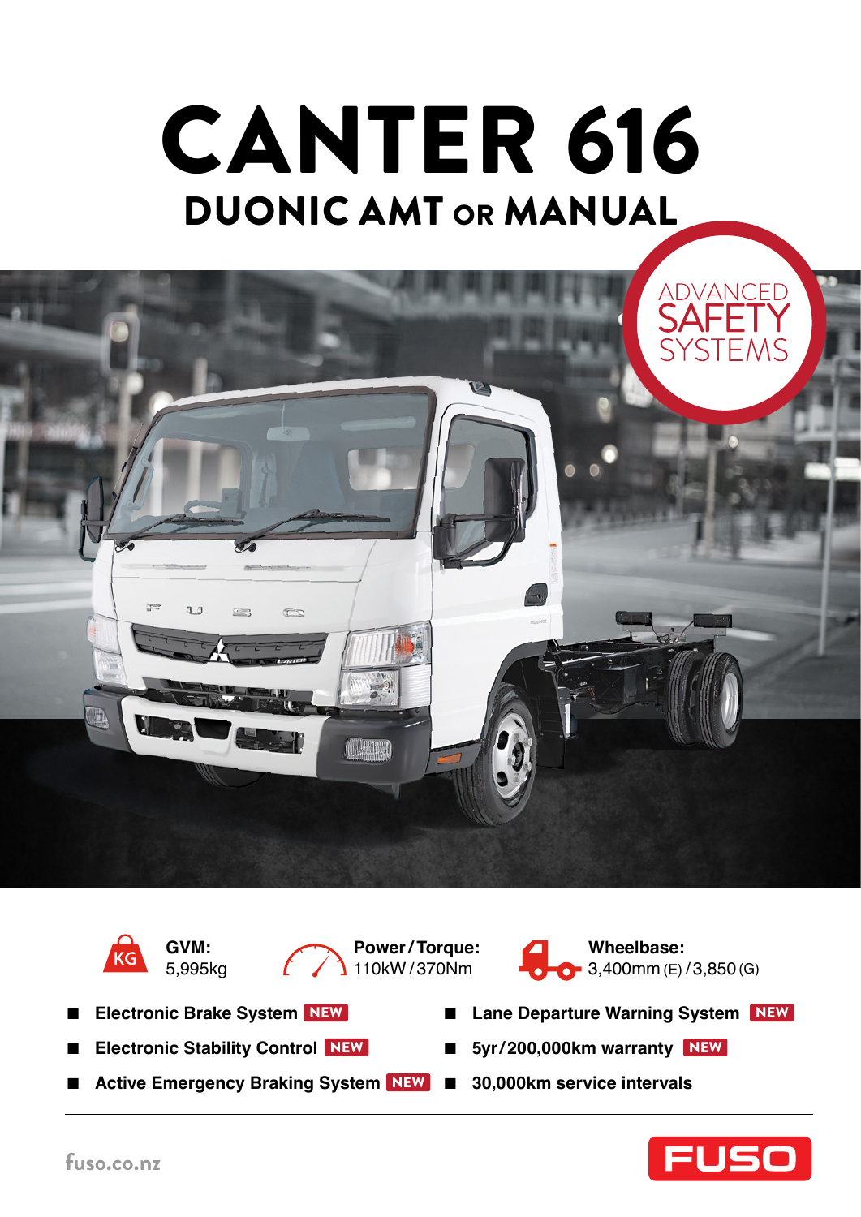# CANTER 616

## DUONIC AMT OR MANUAL

ADVANCED SAFETY SYSTEMS

**GVM:** 5,995kg

**Power / Torque:** 110kW / 370Nm

**Wheelbase:** 3,400mm (E) / 3,850 (G)

- **Electronic Brake System** NEW
- **Electronic Stability Control** NEW
- **Active Emergency Braking System** NEW
- **Lane Departure Warning System** NEW
- **5yr / 200,000km warranty** NEW
- **30,000km service intervals**

fuso.co.nz

FUSO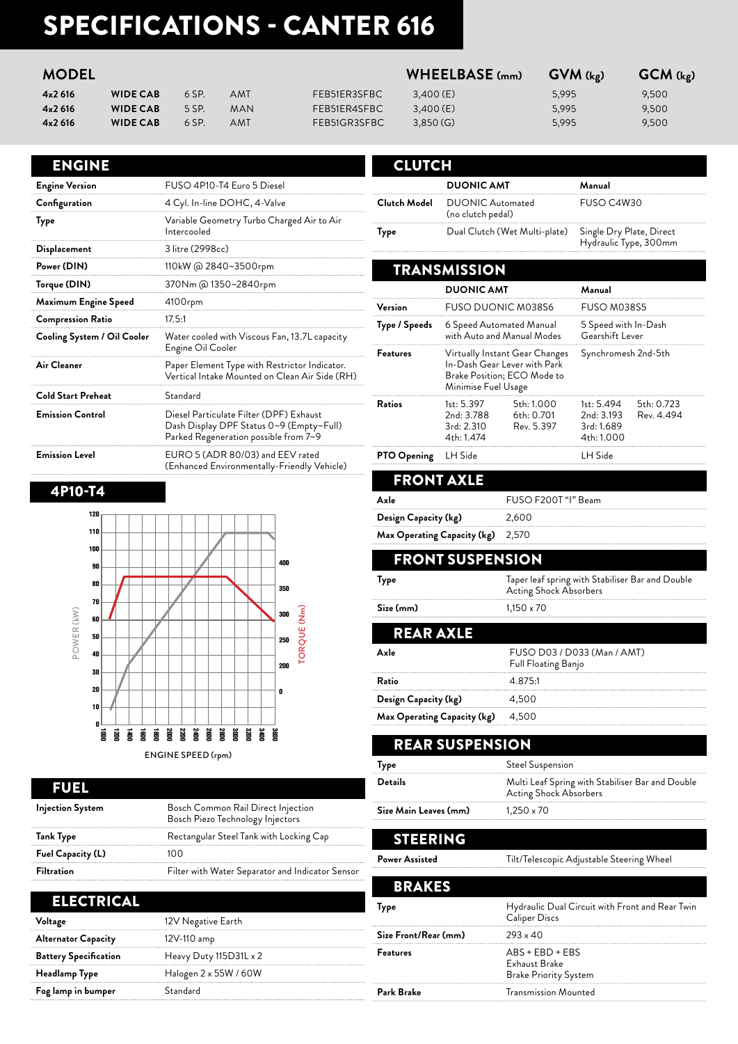# SPECIFICATIONS - CANTER 616

| MODEL | | | | | WHEELBASE (mm) | GVM (kg) | GCM (kg) |
|---|---|---|---|---|---|---|---|
| 4x2 616 | WIDE CAB | 6 SP. | AMT | FEB51ER3SFBC | 3,400 (E) | 5,995 | 9,500 |
| 4x2 616 | WIDE CAB | 5 SP. | MAN | FEB51ER4SFBC | 3,400 (E) | 5,995 | 9,500 |
| 4x2 616 | WIDE CAB | 6 SP. | AMT | FEB51GR3SFBC | 3,850 (G) | 5,995 | 9,500 |

## ENGINE

| | |
|---|---|
| **Engine Version** | FUSO 4P10-T4 Euro 5 Diesel |
| **Configuration** | 4 Cyl. In-line DOHC, 4-Valve |
| **Type** | Variable Geometry Turbo Charged Air to Air Intercooled |
| **Displacement** | 3 litre (2998cc) |
| **Power (DIN)** | 110kW @ 2840~3500rpm |
| **Torque (DIN)** | 370Nm @ 1350~2840rpm |
| **Maximum Engine Speed** | 4100rpm |
| **Compression Ratio** | 17.5:1 |
| **Cooling System / Oil Cooler** | Water cooled with Viscous Fan, 13.7L capacity Engine Oil Cooler |
| **Air Cleaner** | Paper Element Type with Restrictor Indicator. Vertical Intake Mounted on Clean Air Side (RH) |
| **Cold Start Preheat** | Standard |
| **Emission Control** | Diesel Particulate Filter (DPF) Exhaust Dash Display DPF Status 0~9 (Empty~Full) Parked Regeneration possible from 7~9 |
| **Emission Level** | EURO 5 (ADR 80/03) and EEV rated (Enhanced Environmentally-Friendly Vehicle) |

## 4P10-T4

POWER (kW) / TORQUE (Nm) / ENGINE SPEED (rpm)

## FUEL

| | |
|---|---|
| **Injection System** | Bosch Common Rail Direct Injection Bosch Piezo Technology Injectors |
| **Tank Type** | Rectangular Steel Tank with Locking Cap |
| **Fuel Capacity (L)** | 100 |
| **Filtration** | Filter with Water Separator and Indicator Sensor |

## ELECTRICAL

| | |
|---|---|
| **Voltage** | 12V Negative Earth |
| **Alternator Capacity** | 12V-110 amp |
| **Battery Specification** | Heavy Duty 115D31L x 2 |
| **Headlamp Type** | Halogen 2 x 55W / 60W |
| **Fog lamp in bumper** | Standard |

## CLUTCH

| | DUONIC AMT | Manual |
|---|---|---|
| **Clutch Model** | DUONIC Automated (no clutch pedal) | FUSO C4W30 |
| **Type** | Dual Clutch (Wet Multi-plate) | Single Dry Plate, Direct Hydraulic Type, 300mm |

## TRANSMISSION

| | DUONIC AMT | | Manual | |
|---|---|---|---|---|
| **Version** | FUSO DUONIC M038S6 | | FUSO M038S5 | |
| **Type / Speeds** | 6 Speed Automated Manual with Auto and Manual Modes | | 5 Speed with In-Dash Gearshift Lever | |
| **Features** | Virtually Instant Gear Changes In-Dash Gear Lever with Park Brake Position; ECO Mode to Minimise Fuel Usage | | Synchromesh 2nd-5th | |
| **Ratios** | 1st: 5.397 2nd: 3.788 3rd: 2.310 4th: 1.474 | 5th: 1.000 6th: 0.701 Rev. 5.397 | 1st: 5.494 2nd: 3.193 3rd: 1.689 4th: 1.000 | 5th: 0.723 Rev. 4.494 |
| **PTO Opening** | LH Side | | LH Side | |

## FRONT AXLE

| | |
|---|---|
| **Axle** | FUSO F200T "I" Beam |
| **Design Capacity (kg)** | 2,600 |
| **Max Operating Capacity (kg)** | 2,570 |

## FRONT SUSPENSION

| | |
|---|---|
| **Type** | Taper leaf spring with Stabiliser Bar and Double Acting Shock Absorbers |
| **Size (mm)** | 1,150 x 70 |

## REAR AXLE

| | |
|---|---|
| **Axle** | FUSO D03 / D033 (Man / AMT) Full Floating Banjo |
| **Ratio** | 4.875:1 |
| **Design Capacity (kg)** | 4,500 |
| **Max Operating Capacity (kg)** | 4,500 |

## REAR SUSPENSION

| | |
|---|---|
| **Type** | Steel Suspension |
| **Details** | Multi Leaf Spring with Stabiliser Bar and Double Acting Shock Absorbers |
| **Size Main Leaves (mm)** | 1,250 x 70 |

## STEERING

| | |
|---|---|
| **Power Assisted** | Tilt/Telescopic Adjustable Steering Wheel |

## BRAKES

| | |
|---|---|
| **Type** | Hydraulic Dual Circuit with Front and Rear Twin Caliper Discs |
| **Size Front/Rear (mm)** | 293 x 40 |
| **Features** | ABS + EBD + EBS Exhaust Brake Brake Priority System |
| **Park Brake** | Transmission Mounted |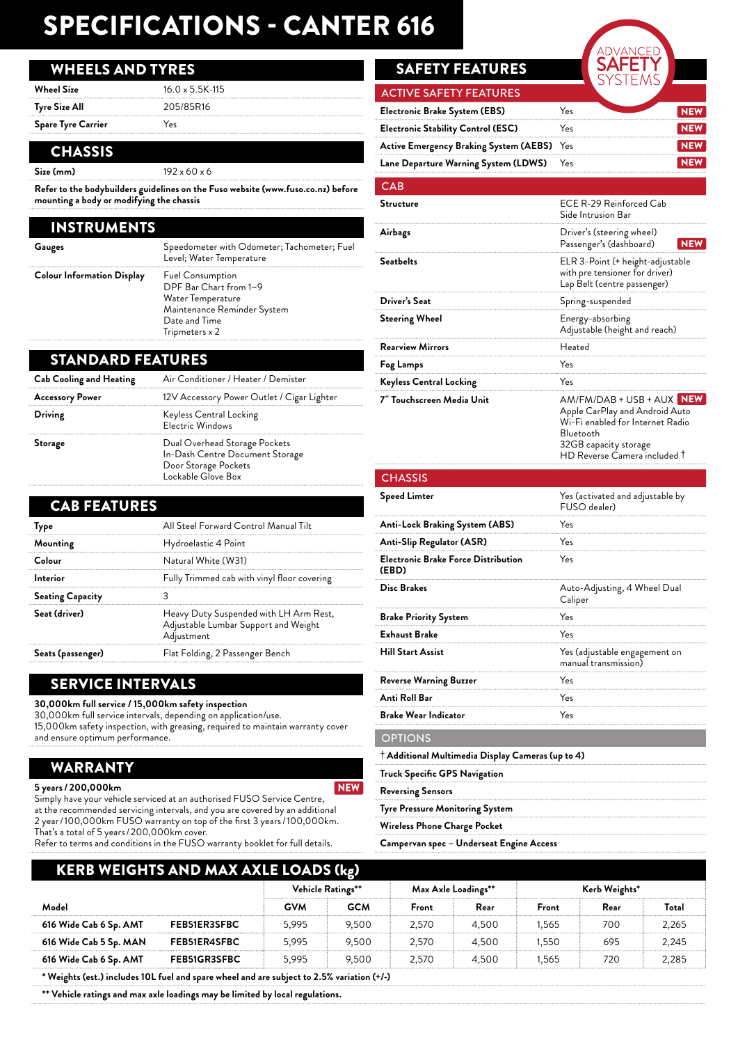# SPECIFICATIONS - CANTER 616

## WHEELS AND TYRES

| | |
|---|---|
| **Wheel Size** | 16.0 x 5.5K-115 |
| **Tyre Size All** | 205/85R16 |
| **Spare Tyre Carrier** | Yes |

## CHASSIS

| | |
|---|---|
| **Size (mm)** | 192 x 60 x 6 |

**Refer to the bodybuilders guidelines on the Fuso website (www.fuso.co.nz) before mounting a body or modifying the chassis**

## INSTRUMENTS

| | |
|---|---|
| **Gauges** | Speedometer with Odometer; Tachometer; Fuel Level; Water Temperature |
| **Colour Information Display** | Fuel Consumption<br>DPF Bar Chart from 1~9<br>Water Temperature<br>Maintenance Reminder System<br>Date and Time<br>Tripmeters x 2 |

## STANDARD FEATURES

| | |
|---|---|
| **Cab Cooling and Heating** | Air Conditioner / Heater / Demister |
| **Accessory Power** | 12V Accessory Power Outlet / Cigar Lighter |
| **Driving** | Keyless Central Locking<br>Electric Windows |
| **Storage** | Dual Overhead Storage Pockets<br>In-Dash Centre Document Storage<br>Door Storage Pockets<br>Lockable Glove Box |

## CAB FEATURES

| | |
|---|---|
| **Type** | All Steel Forward Control Manual Tilt |
| **Mounting** | Hydroelastic 4 Point |
| **Colour** | Natural White (W31) |
| **Interior** | Fully Trimmed cab with vinyl floor covering |
| **Seating Capacity** | 3 |
| **Seat (driver)** | Heavy Duty Suspended with LH Arm Rest, Adjustable Lumbar Support and Weight Adjustment |
| **Seats (passenger)** | Flat Folding, 2 Passenger Bench |

## SERVICE INTERVALS

**30,000km full service / 15,000km safety inspection**
30,000km full service intervals, depending on application/use.
15,000km safety inspection, with greasing, required to maintain warranty cover and ensure optimum performance.

## WARRANTY

**5 years / 200,000km** NEW
Simply have your vehicle serviced at an authorised FUSO Service Centre, at the recommended servicing intervals, and you are covered by an additional 2 year / 100,000km FUSO warranty on top of the first 3 years / 100,000km. That's a total of 5 years / 200,000km cover.
Refer to terms and conditions in the FUSO warranty booklet for full details.

## SAFETY FEATURES

ADVANCED SAFETY SYSTEMS

### ACTIVE SAFETY FEATURES

| | | |
|---|---|---|
| **Electronic Brake System (EBS)** | Yes | NEW |
| **Electronic Stability Control (ESC)** | Yes | NEW |
| **Active Emergency Braking System (AEBS)** | Yes | NEW |
| **Lane Departure Warning System (LDWS)** | Yes | NEW |

### CAB

| | |
|---|---|
| **Structure** | ECE R-29 Reinforced Cab<br>Side Intrusion Bar |
| **Airbags** | Driver's (steering wheel)<br>Passenger's (dashboard) NEW |
| **Seatbelts** | ELR 3-Point (+ height-adjustable with pre tensioner for driver)<br>Lap Belt (centre passenger) |
| **Driver's Seat** | Spring-suspended |
| **Steering Wheel** | Energy-absorbing<br>Adjustable (height and reach) |
| **Rearview Mirrors** | Heated |
| **Fog Lamps** | Yes |
| **Keyless Central Locking** | Yes |
| **7" Touchscreen Media Unit** | AM/FM/DAB + USB + AUX NEW<br>Apple CarPlay and Android Auto<br>Wi-Fi enabled for Internet Radio<br>Bluetooth<br>32GB capacity storage<br>HD Reverse Camera included † |

### CHASSIS

| | |
|---|---|
| **Speed Limter** | Yes (activated and adjustable by FUSO dealer) |
| **Anti-Lock Braking System (ABS)** | Yes |
| **Anti-Slip Regulator (ASR)** | Yes |
| **Electronic Brake Force Distribution (EBD)** | Yes |
| **Disc Brakes** | Auto-Adjusting, 4 Wheel Dual Caliper |
| **Brake Priority System** | Yes |
| **Exhaust Brake** | Yes |
| **Hill Start Assist** | Yes (adjustable engagement on manual transmission) |
| **Reverse Warning Buzzer** | Yes |
| **Anti Roll Bar** | Yes |
| **Brake Wear Indicator** | Yes |

### OPTIONS

- **† Additional Multimedia Display Cameras (up to 4)**
- **Truck Specific GPS Navigation**
- **Reversing Sensors**
- **Tyre Pressure Monitoring System**
- **Wireless Phone Charge Pocket**
- **Campervan spec – Underseat Engine Access**

## KERB WEIGHTS AND MAX AXLE LOADS (kg)

| | | Vehicle Ratings** | | Max Axle Loadings** | | Kerb Weights* | | |
|---|---|---|---|---|---|---|---|---|
| **Model** | | **GVM** | **GCM** | **Front** | **Rear** | **Front** | **Rear** | **Total** |
| **616 Wide Cab 6 Sp. AMT** | **FEB51ER3SFBC** | 5,995 | 9,500 | 2,570 | 4,500 | 1,565 | 700 | 2,265 |
| **616 Wide Cab 5 Sp. MAN** | **FEB51ER4SFBC** | 5,995 | 9,500 | 2,570 | 4,500 | 1,550 | 695 | 2,245 |
| **616 Wide Cab 6 Sp. AMT** | **FEB51GR3SFBC** | 5,995 | 9,500 | 2,570 | 4,500 | 1,565 | 720 | 2,285 |

**\* Weights (est.) includes 10L fuel and spare wheel and are subject to 2.5% variation (+/-)**

**\*\* Vehicle ratings and max axle loadings may be limited by local regulations.**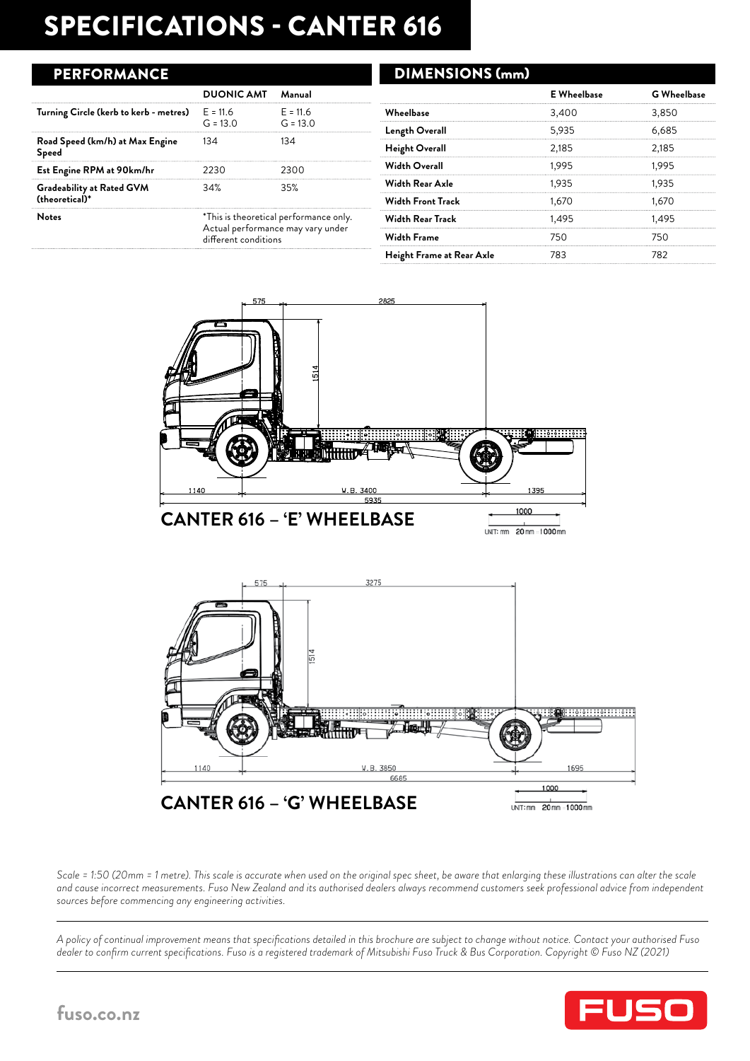# SPECIFICATIONS - CANTER 616

## PERFORMANCE

| | DUONIC AMT | Manual |
|---|---|---|
| **Turning Circle (kerb to kerb - metres)** | E = 11.6<br>G = 13.0 | E = 11.6<br>G = 13.0 |
| **Road Speed (km/h) at Max Engine Speed** | 134 | 134 |
| **Est Engine RPM at 90km/hr** | 2230 | 2300 |
| **Gradeability at Rated GVM (theoretical)*** | 34% | 35% |
| **Notes** | *This is theoretical performance only. Actual performance may vary under different conditions | |

## DIMENSIONS (mm)

| | E Wheelbase | G Wheelbase |
|---|---|---|
| **Wheelbase** | 3,400 | 3,850 |
| **Length Overall** | 5,935 | 6,685 |
| **Height Overall** | 2,185 | 2,185 |
| **Width Overall** | 1,995 | 1,995 |
| **Width Rear Axle** | 1,935 | 1,935 |
| **Width Front Track** | 1,670 | 1,670 |
| **Width Rear Track** | 1,495 | 1,495 |
| **Width Frame** | 750 | 750 |
| **Height Frame at Rear Axle** | 783 | 782 |

575
2825
1514
1140
W.B. 3400
1395
5935
1000
UNIT: mm 20mm 1000mm

## CANTER 616 – 'E' WHEELBASE

575
3275
1514
1140
W.B. 3850
1695
6685
1000
UNIT: mm 20mm 1000mm

## CANTER 616 – 'G' WHEELBASE

*Scale = 1:50 (20mm = 1 metre). This scale is accurate when used on the original spec sheet, be aware that enlarging these illustrations can alter the scale and cause incorrect measurements. Fuso New Zealand and its authorised dealers always recommend customers seek professional advice from independent sources before commencing any engineering activities.*

---

*A policy of continual improvement means that specifications detailed in this brochure are subject to change without notice. Contact your authorised Fuso dealer to confirm current specifications. Fuso is a registered trademark of Mitsubishi Fuso Truck & Bus Corporation. Copyright © Fuso NZ (2021)*

---

fuso.co.nz

FUSO